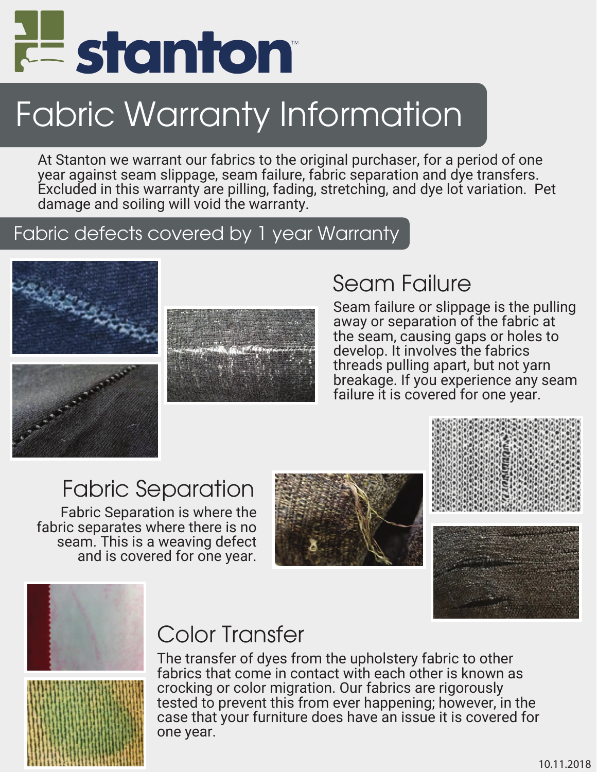# stanton

## Fabric Warranty Information

At Stanton we warrant our fabrics to the original purchaser, for a period of one year against seam slippage, seam failure, fabric separation and dye transfers. Excluded in this warranty are pilling, fading, stretching, and dye lot variation. Pet damage and soiling will void the warranty.

## Fabric defects covered by 1 year Warranty

### Seam Failure

Seam failure or slippage is the pulling away or separation of the fabric at the seam, causing gaps or holes to develop. It involves the fabrics threads pulling apart, but not yarn breakage. If you experience any seam failure it is covered for one year.

### Fabric Separation

Fabric Separation is where the fabric separates where there is no seam. This is a weaving defect and is covered for one year.

### Color Transfer

The transfer of dyes from the upholstery fabric to other fabrics that come in contact with each other is known as crocking or color migration. Our fabrics are rigorously tested to prevent this from ever happening; however, in the case that your furniture does have an issue it is covered for one year.

10.11.2018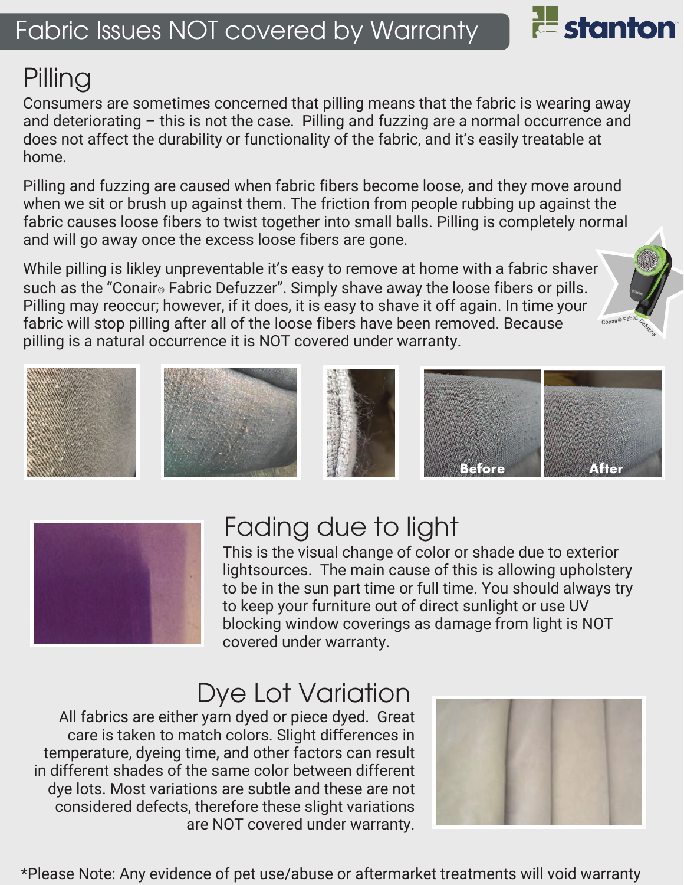# Fabric Issues NOT covered by Warranty

## Pilling

Consumers are sometimes concerned that pilling means that the fabric is wearing away and deteriorating – this is not the case. Pilling and fuzzing are a normal occurrence and does not affect the durability or functionality of the fabric, and it's easily treatable at home.

Pilling and fuzzing are caused when fabric fibers become loose, and they move around when we sit or brush up against them. The friction from people rubbing up against the fabric causes loose fibers to twist together into small balls. Pilling is completely normal and will go away once the excess loose fibers are gone.

While pilling is likley unpreventable it's easy to remove at home with a fabric shaver such as the "Conair® Fabric Defuzzer". Simply shave away the loose fibers or pills. Pilling may reoccur; however, if it does, it is easy to shave it off again. In time your fabric will stop pilling after all of the loose fibers have been removed. Because pilling is a natural occurrence it is NOT covered under warranty.

Conair® Fabric Defuzzer

Before

After

## Fading due to light

This is the visual change of color or shade due to exterior lightsources. The main cause of this is allowing upholstery to be in the sun part time or full time. You should always try to keep your furniture out of direct sunlight or use UV blocking window coverings as damage from light is NOT covered under warranty.

## Dye Lot Variation

All fabrics are either yarn dyed or piece dyed. Great care is taken to match colors. Slight differences in temperature, dyeing time, and other factors can result in different shades of the same color between different dye lots. Most variations are subtle and these are not considered defects, therefore these slight variations are NOT covered under warranty.

*Please Note: Any evidence of pet use/abuse or aftermarket treatments will void warranty